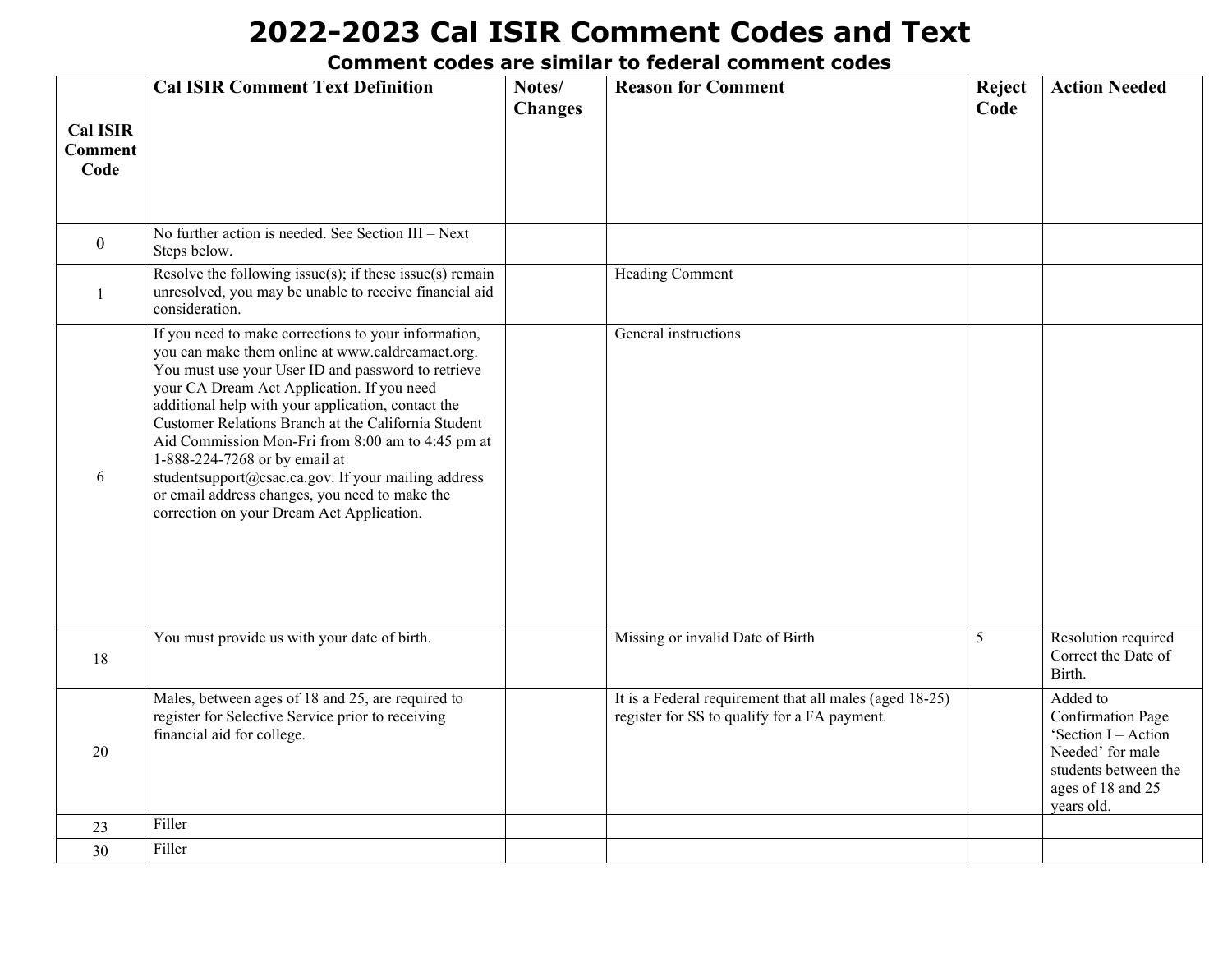# 2022-2023 Cal ISIR Comment Codes and Text

### Comment codes are similar to federal comment codes

| Cal ISIR Comment Code | Cal ISIR Comment Text Definition | Notes/ Changes | Reason for Comment | Reject Code | Action Needed |
|---|---|---|---|---|---|
| 0 | No further action is needed. See Section III – Next Steps below. | | | | |
| 1 | Resolve the following issue(s); if these issue(s) remain unresolved, you may be unable to receive financial aid consideration. | | Heading Comment | | |
| 6 | If you need to make corrections to your information, you can make them online at www.caldreamact.org. You must use your User ID and password to retrieve your CA Dream Act Application. If you need additional help with your application, contact the Customer Relations Branch at the California Student Aid Commission Mon-Fri from 8:00 am to 4:45 pm at 1-888-224-7268 or by email at studentsupport@csac.ca.gov. If your mailing address or email address changes, you need to make the correction on your Dream Act Application. | | General instructions | | |
| 18 | You must provide us with your date of birth. | | Missing or invalid Date of Birth | 5 | Resolution required Correct the Date of Birth. |
| 20 | Males, between ages of 18 and 25, are required to register for Selective Service prior to receiving financial aid for college. | | It is a Federal requirement that all males (aged 18-25) register for SS to qualify for a FA payment. | | Added to Confirmation Page 'Section I – Action Needed' for male students between the ages of 18 and 25 years old. |
| 23 | Filler | | | | |
| 30 | Filler | | | | |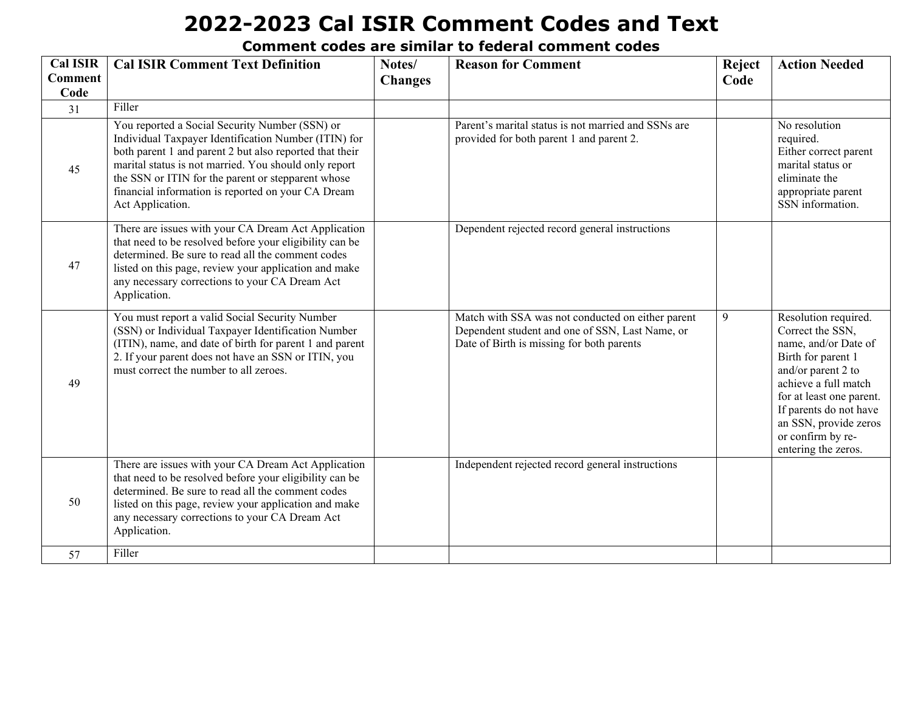# 2022-2023 Cal ISIR Comment Codes and Text

**Comment codes are similar to federal comment codes**

| Cal ISIR Comment Code | Cal ISIR Comment Text Definition | Notes/ Changes | Reason for Comment | Reject Code | Action Needed |
|---|---|---|---|---|---|
| 31 | Filler | | | | |
| 45 | You reported a Social Security Number (SSN) or Individual Taxpayer Identification Number (ITIN) for both parent 1 and parent 2 but also reported that their marital status is not married. You should only report the SSN or ITIN for the parent or stepparent whose financial information is reported on your CA Dream Act Application. | | Parent's marital status is not married and SSNs are provided for both parent 1 and parent 2. | | No resolution required. Either correct parent marital status or eliminate the appropriate parent SSN information. |
| 47 | There are issues with your CA Dream Act Application that need to be resolved before your eligibility can be determined. Be sure to read all the comment codes listed on this page, review your application and make any necessary corrections to your CA Dream Act Application. | | Dependent rejected record general instructions | | |
| 49 | You must report a valid Social Security Number (SSN) or Individual Taxpayer Identification Number (ITIN), name, and date of birth for parent 1 and parent 2. If your parent does not have an SSN or ITIN, you must correct the number to all zeroes. | | Match with SSA was not conducted on either parent Dependent student and one of SSN, Last Name, or Date of Birth is missing for both parents | 9 | Resolution required. Correct the SSN, name, and/or Date of Birth for parent 1 and/or parent 2 to achieve a full match for at least one parent. If parents do not have an SSN, provide zeros or confirm by re-entering the zeros. |
| 50 | There are issues with your CA Dream Act Application that need to be resolved before your eligibility can be determined. Be sure to read all the comment codes listed on this page, review your application and make any necessary corrections to your CA Dream Act Application. | | Independent rejected record general instructions | | |
| 57 | Filler | | | | |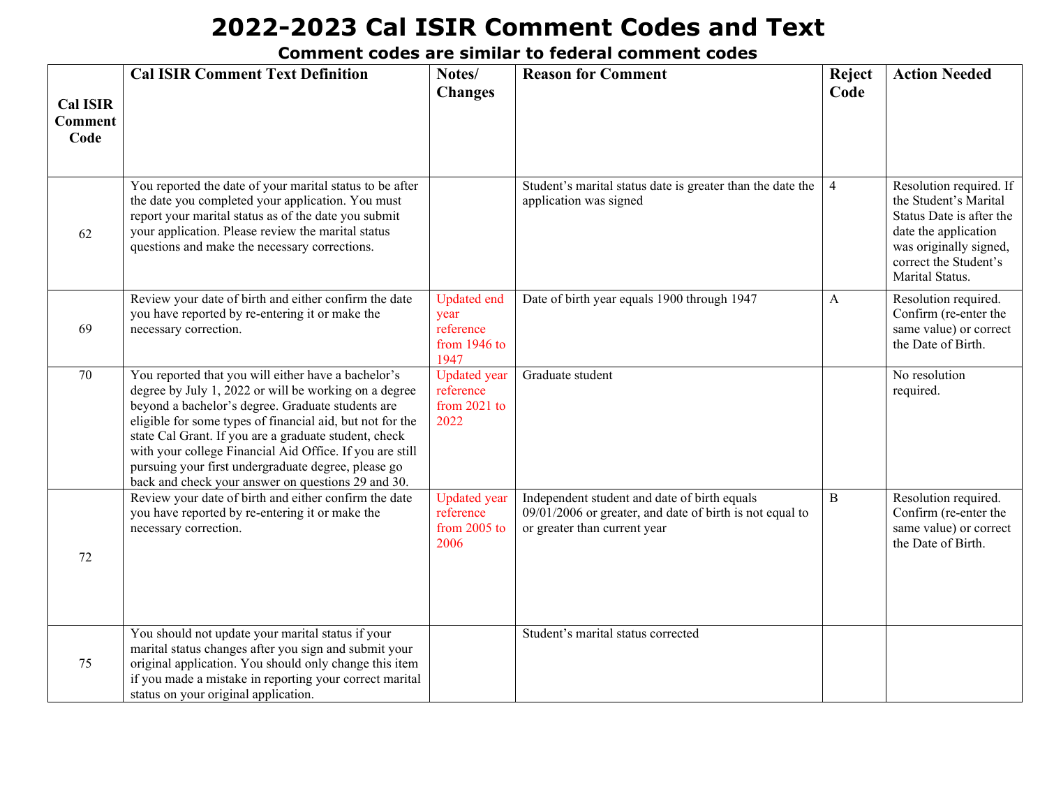# 2022-2023 Cal ISIR Comment Codes and Text

### Comment codes are similar to federal comment codes

| Cal ISIR Comment Code | Cal ISIR Comment Text Definition | Notes/ Changes | Reason for Comment | Reject Code | Action Needed |
|---|---|---|---|---|---|
| 62 | You reported the date of your marital status to be after the date you completed your application. You must report your marital status as of the date you submit your application. Please review the marital status questions and make the necessary corrections. | | Student's marital status date is greater than the date the application was signed | 4 | Resolution required. If the Student's Marital Status Date is after the date the application was originally signed, correct the Student's Marital Status. |
| 69 | Review your date of birth and either confirm the date you have reported by re-entering it or make the necessary correction. | Updated end year reference from 1946 to 1947 | Date of birth year equals 1900 through 1947 | A | Resolution required. Confirm (re-enter the same value) or correct the Date of Birth. |
| 70 | You reported that you will either have a bachelor's degree by July 1, 2022 or will be working on a degree beyond a bachelor's degree. Graduate students are eligible for some types of financial aid, but not for the state Cal Grant. If you are a graduate student, check with your college Financial Aid Office. If you are still pursuing your first undergraduate degree, please go back and check your answer on questions 29 and 30. | Updated year reference from 2021 to 2022 | Graduate student | | No resolution required. |
| 72 | Review your date of birth and either confirm the date you have reported by re-entering it or make the necessary correction. | Updated year reference from 2005 to 2006 | Independent student and date of birth equals 09/01/2006 or greater, and date of birth is not equal to or greater than current year | B | Resolution required. Confirm (re-enter the same value) or correct the Date of Birth. |
| 75 | You should not update your marital status if your marital status changes after you sign and submit your original application. You should only change this item if you made a mistake in reporting your correct marital status on your original application. | | Student's marital status corrected | | |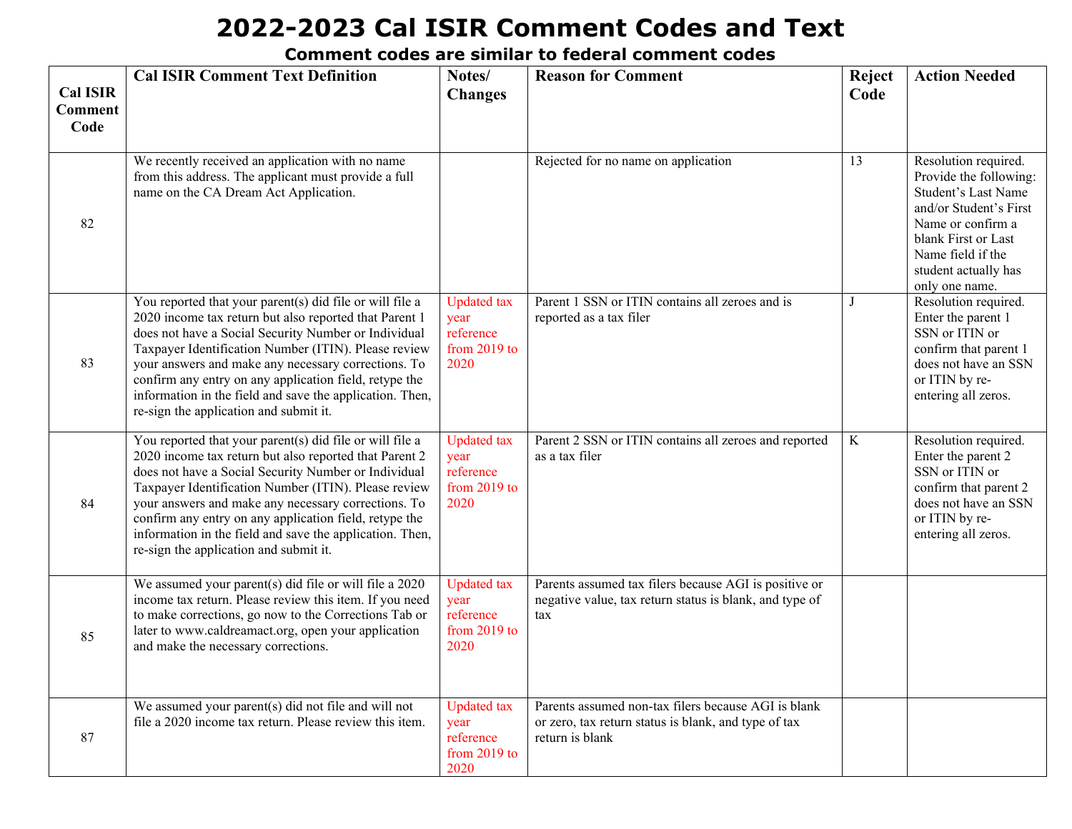# 2022-2023 Cal ISIR Comment Codes and Text

## Comment codes are similar to federal comment codes

| Cal ISIR Comment Code | Cal ISIR Comment Text Definition | Notes/ Changes | Reason for Comment | Reject Code | Action Needed |
|---|---|---|---|---|---|
| 82 | We recently received an application with no name from this address. The applicant must provide a full name on the CA Dream Act Application. | | Rejected for no name on application | 13 | Resolution required. Provide the following: Student's Last Name and/or Student's First Name or confirm a blank First or Last Name field if the student actually has only one name. |
| 83 | You reported that your parent(s) did file or will file a 2020 income tax return but also reported that Parent 1 does not have a Social Security Number or Individual Taxpayer Identification Number (ITIN). Please review your answers and make any necessary corrections. To confirm any entry on any application field, retype the information in the field and save the application. Then, re-sign the application and submit it. | Updated tax year reference from 2019 to 2020 | Parent 1 SSN or ITIN contains all zeroes and is reported as a tax filer | J | Resolution required. Enter the parent 1 SSN or ITIN or confirm that parent 1 does not have an SSN or ITIN by re-entering all zeros. |
| 84 | You reported that your parent(s) did file or will file a 2020 income tax return but also reported that Parent 2 does not have a Social Security Number or Individual Taxpayer Identification Number (ITIN). Please review your answers and make any necessary corrections. To confirm any entry on any application field, retype the information in the field and save the application. Then, re-sign the application and submit it. | Updated tax year reference from 2019 to 2020 | Parent 2 SSN or ITIN contains all zeroes and reported as a tax filer | K | Resolution required. Enter the parent 2 SSN or ITIN or confirm that parent 2 does not have an SSN or ITIN by re-entering all zeros. |
| 85 | We assumed your parent(s) did file or will file a 2020 income tax return. Please review this item. If you need to make corrections, go now to the Corrections Tab or later to www.caldreamact.org, open your application and make the necessary corrections. | Updated tax year reference from 2019 to 2020 | Parents assumed tax filers because AGI is positive or negative value, tax return status is blank, and type of tax | | |
| 87 | We assumed your parent(s) did not file and will not file a 2020 income tax return. Please review this item. | Updated tax year reference from 2019 to 2020 | Parents assumed non-tax filers because AGI is blank or zero, tax return status is blank, and type of tax return is blank | | |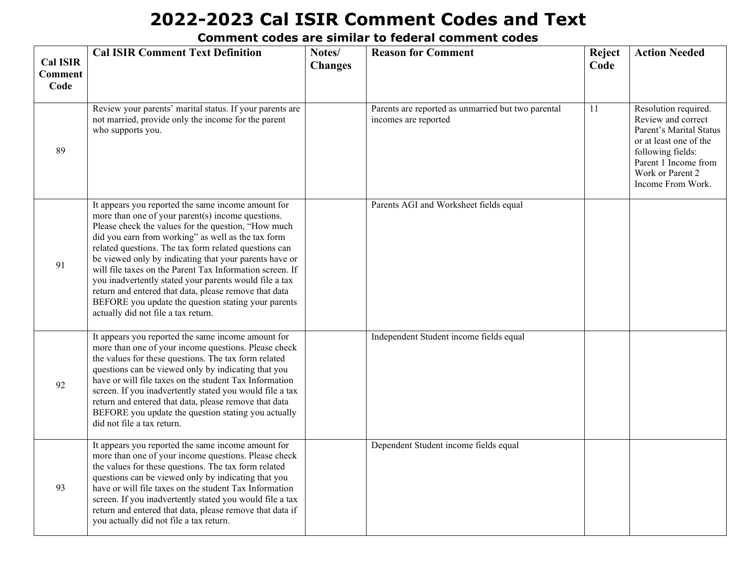# 2022-2023 Cal ISIR Comment Codes and Text

## Comment codes are similar to federal comment codes

| Cal ISIR Comment Code | Cal ISIR Comment Text Definition | Notes/ Changes | Reason for Comment | Reject Code | Action Needed |
|---|---|---|---|---|---|
| 89 | Review your parents' marital status. If your parents are not married, provide only the income for the parent who supports you. | | Parents are reported as unmarried but two parental incomes are reported | 11 | Resolution required. Review and correct Parent's Marital Status or at least one of the following fields: Parent 1 Income from Work or Parent 2 Income From Work. |
| 91 | It appears you reported the same income amount for more than one of your parent(s) income questions. Please check the values for the question, "How much did you earn from working" as well as the tax form related questions. The tax form related questions can be viewed only by indicating that your parents have or will file taxes on the Parent Tax Information screen. If you inadvertently stated your parents would file a tax return and entered that data, please remove that data BEFORE you update the question stating your parents actually did not file a tax return. | | Parents AGI and Worksheet fields equal | | |
| 92 | It appears you reported the same income amount for more than one of your income questions. Please check the values for these questions. The tax form related questions can be viewed only by indicating that you have or will file taxes on the student Tax Information screen. If you inadvertently stated you would file a tax return and entered that data, please remove that data BEFORE you update the question stating you actually did not file a tax return. | | Independent Student income fields equal | | |
| 93 | It appears you reported the same income amount for more than one of your income questions. Please check the values for these questions. The tax form related questions can be viewed only by indicating that you have or will file taxes on the student Tax Information screen. If you inadvertently stated you would file a tax return and entered that data, please remove that data if you actually did not file a tax return. | | Dependent Student income fields equal | | |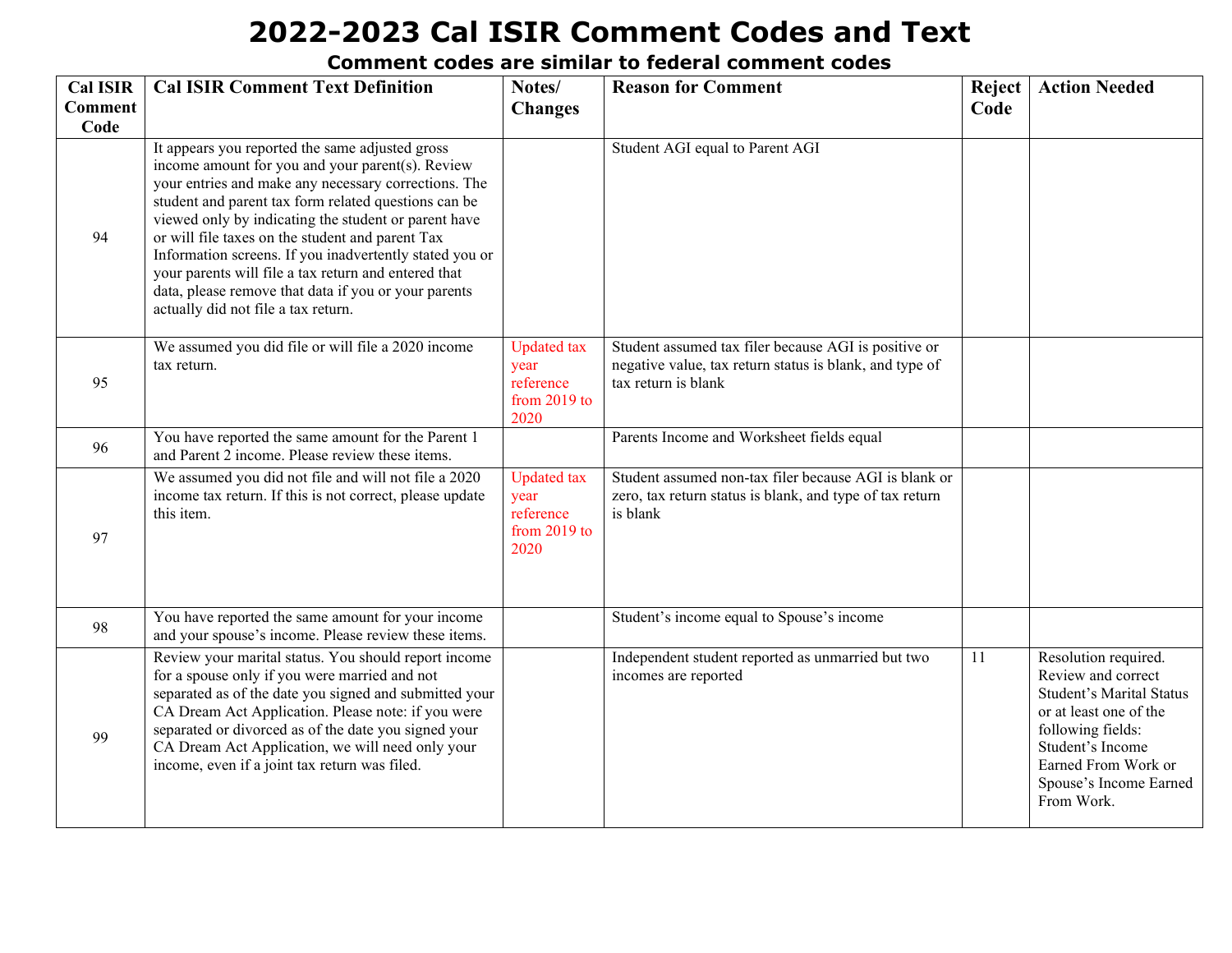# 2022-2023 Cal ISIR Comment Codes and Text

## Comment codes are similar to federal comment codes

| Cal ISIR Comment Code | Cal ISIR Comment Text Definition | Notes/ Changes | Reason for Comment | Reject Code | Action Needed |
|---|---|---|---|---|---|
| 94 | It appears you reported the same adjusted gross income amount for you and your parent(s). Review your entries and make any necessary corrections. The student and parent tax form related questions can be viewed only by indicating the student or parent have or will file taxes on the student and parent Tax Information screens. If you inadvertently stated you or your parents will file a tax return and entered that data, please remove that data if you or your parents actually did not file a tax return. | | Student AGI equal to Parent AGI | | |
| 95 | We assumed you did file or will file a 2020 income tax return. | Updated tax year reference from 2019 to 2020 | Student assumed tax filer because AGI is positive or negative value, tax return status is blank, and type of tax return is blank | | |
| 96 | You have reported the same amount for the Parent 1 and Parent 2 income. Please review these items. | | Parents Income and Worksheet fields equal | | |
| 97 | We assumed you did not file and will not file a 2020 income tax return. If this is not correct, please update this item. | Updated tax year reference from 2019 to 2020 | Student assumed non-tax filer because AGI is blank or zero, tax return status is blank, and type of tax return is blank | | |
| 98 | You have reported the same amount for your income and your spouse's income. Please review these items. | | Student's income equal to Spouse's income | | |
| 99 | Review your marital status. You should report income for a spouse only if you were married and not separated as of the date you signed and submitted your CA Dream Act Application. Please note: if you were separated or divorced as of the date you signed your CA Dream Act Application, we will need only your income, even if a joint tax return was filed. | | Independent student reported as unmarried but two incomes are reported | 11 | Resolution required. Review and correct Student's Marital Status or at least one of the following fields: Student's Income Earned From Work or Spouse's Income Earned From Work. |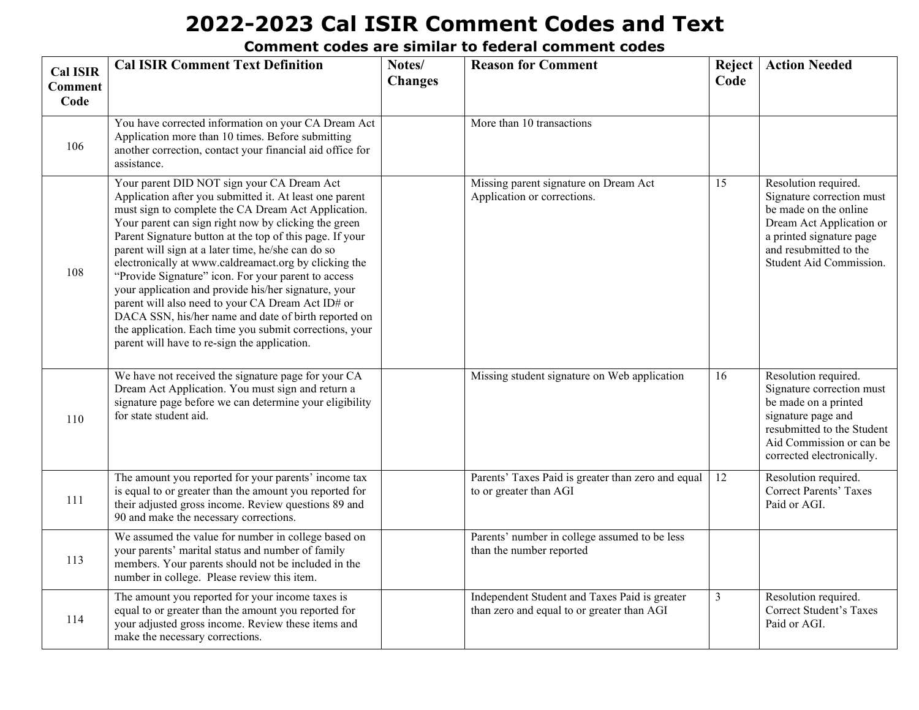# 2022-2023 Cal ISIR Comment Codes and Text

### Comment codes are similar to federal comment codes

| Cal ISIR Comment Code | Cal ISIR Comment Text Definition | Notes/ Changes | Reason for Comment | Reject Code | Action Needed |
|---|---|---|---|---|---|
| 106 | You have corrected information on your CA Dream Act Application more than 10 times. Before submitting another correction, contact your financial aid office for assistance. | | More than 10 transactions | | |
| 108 | Your parent DID NOT sign your CA Dream Act Application after you submitted it. At least one parent must sign to complete the CA Dream Act Application. Your parent can sign right now by clicking the green Parent Signature button at the top of this page. If your parent will sign at a later time, he/she can do so electronically at www.caldreamact.org by clicking the "Provide Signature" icon. For your parent to access your application and provide his/her signature, your parent will also need to your CA Dream Act ID# or DACA SSN, his/her name and date of birth reported on the application. Each time you submit corrections, your parent will have to re-sign the application. | | Missing parent signature on Dream Act Application or corrections. | 15 | Resolution required. Signature correction must be made on the online Dream Act Application or a printed signature page and resubmitted to the Student Aid Commission. |
| 110 | We have not received the signature page for your CA Dream Act Application. You must sign and return a signature page before we can determine your eligibility for state student aid. | | Missing student signature on Web application | 16 | Resolution required. Signature correction must be made on a printed signature page and resubmitted to the Student Aid Commission or can be corrected electronically. |
| 111 | The amount you reported for your parents' income tax is equal to or greater than the amount you reported for their adjusted gross income. Review questions 89 and 90 and make the necessary corrections. | | Parents' Taxes Paid is greater than zero and equal to or greater than AGI | 12 | Resolution required. Correct Parents' Taxes Paid or AGI. |
| 113 | We assumed the value for number in college based on your parents' marital status and number of family members. Your parents should not be included in the number in college. Please review this item. | | Parents' number in college assumed to be less than the number reported | | |
| 114 | The amount you reported for your income taxes is equal to or greater than the amount you reported for your adjusted gross income. Review these items and make the necessary corrections. | | Independent Student and Taxes Paid is greater than zero and equal to or greater than AGI | 3 | Resolution required. Correct Student's Taxes Paid or AGI. |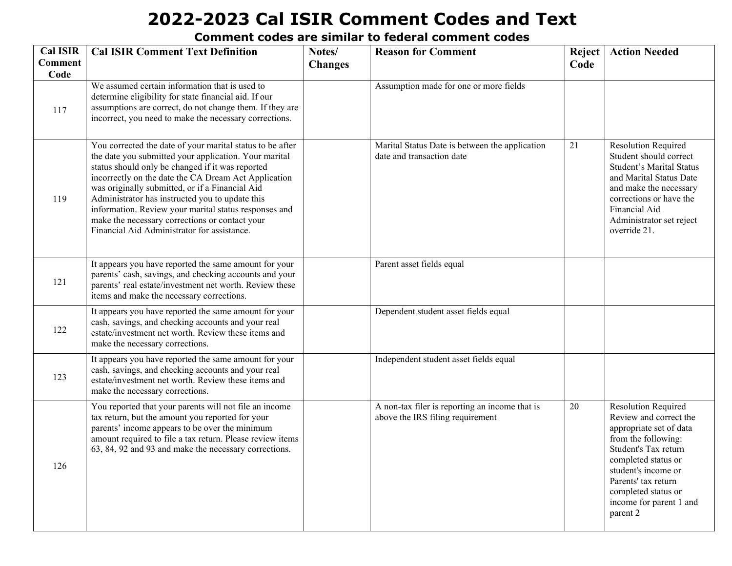# 2022-2023 Cal ISIR Comment Codes and Text

## Comment codes are similar to federal comment codes

| Cal ISIR Comment Code | Cal ISIR Comment Text Definition | Notes/ Changes | Reason for Comment | Reject Code | Action Needed |
|---|---|---|---|---|---|
| 117 | We assumed certain information that is used to determine eligibility for state financial aid. If our assumptions are correct, do not change them. If they are incorrect, you need to make the necessary corrections. | | Assumption made for one or more fields | | |
| 119 | You corrected the date of your marital status to be after the date you submitted your application. Your marital status should only be changed if it was reported incorrectly on the date the CA Dream Act Application was originally submitted, or if a Financial Aid Administrator has instructed you to update this information. Review your marital status responses and make the necessary corrections or contact your Financial Aid Administrator for assistance. | | Marital Status Date is between the application date and transaction date | 21 | Resolution Required Student should correct Student's Marital Status and Marital Status Date and make the necessary corrections or have the Financial Aid Administrator set reject override 21. |
| 121 | It appears you have reported the same amount for your parents' cash, savings, and checking accounts and your parents' real estate/investment net worth. Review these items and make the necessary corrections. | | Parent asset fields equal | | |
| 122 | It appears you have reported the same amount for your cash, savings, and checking accounts and your real estate/investment net worth. Review these items and make the necessary corrections. | | Dependent student asset fields equal | | |
| 123 | It appears you have reported the same amount for your cash, savings, and checking accounts and your real estate/investment net worth. Review these items and make the necessary corrections. | | Independent student asset fields equal | | |
| 126 | You reported that your parents will not file an income tax return, but the amount you reported for your parents' income appears to be over the minimum amount required to file a tax return. Please review items 63, 84, 92 and 93 and make the necessary corrections. | | A non-tax filer is reporting an income that is above the IRS filing requirement | 20 | Resolution Required Review and correct the appropriate set of data from the following: Student's Tax return completed status or student's income or Parents' tax return completed status or income for parent 1 and parent 2 |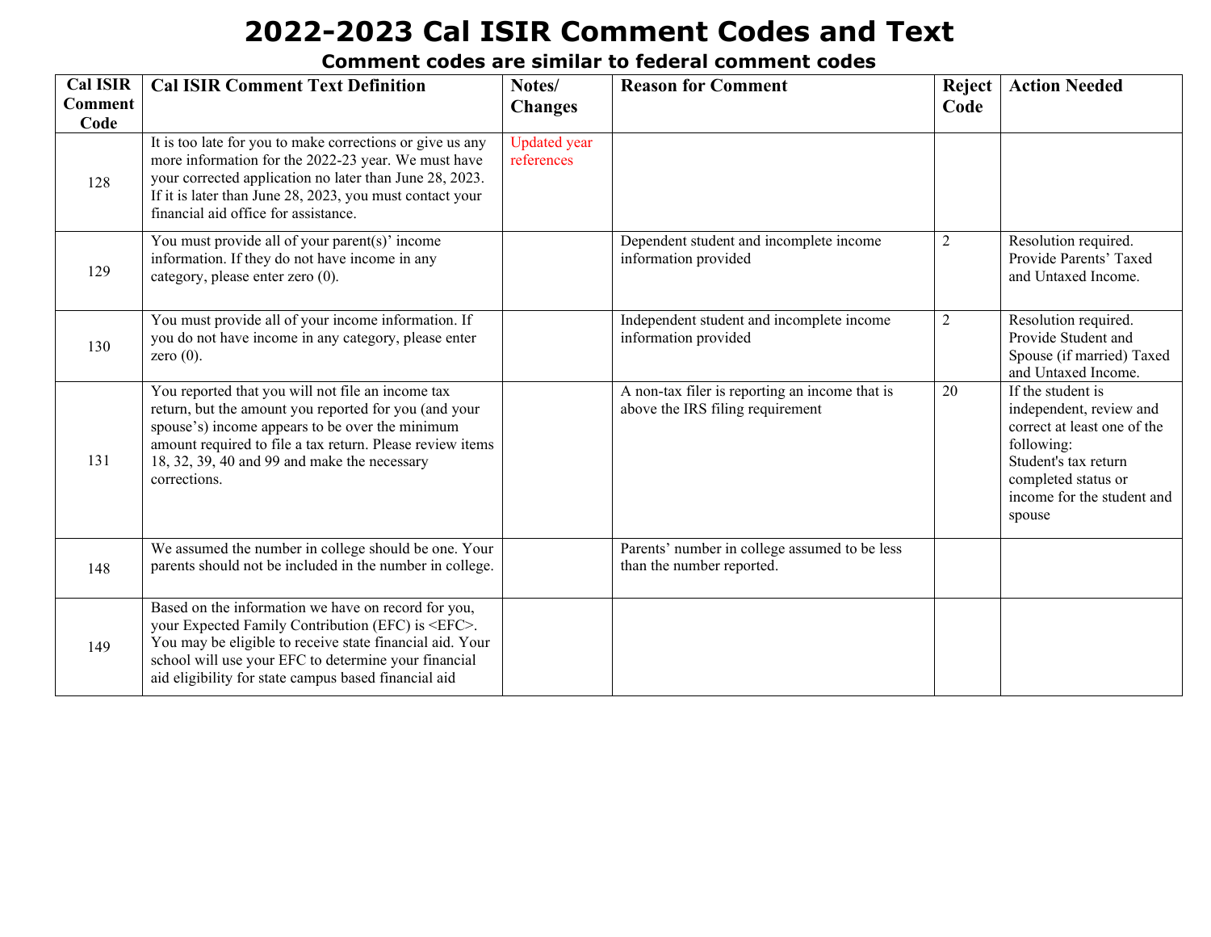# 2022-2023 Cal ISIR Comment Codes and Text

## Comment codes are similar to federal comment codes

| Cal ISIR Comment Code | Cal ISIR Comment Text Definition | Notes/ Changes | Reason for Comment | Reject Code | Action Needed |
|---|---|---|---|---|---|
| 128 | It is too late for you to make corrections or give us any more information for the 2022-23 year. We must have your corrected application no later than June 28, 2023. If it is later than June 28, 2023, you must contact your financial aid office for assistance. | Updated year references | | | |
| 129 | You must provide all of your parent(s)' income information. If they do not have income in any category, please enter zero (0). | | Dependent student and incomplete income information provided | 2 | Resolution required. Provide Parents' Taxed and Untaxed Income. |
| 130 | You must provide all of your income information. If you do not have income in any category, please enter zero (0). | | Independent student and incomplete income information provided | 2 | Resolution required. Provide Student and Spouse (if married) Taxed and Untaxed Income. |
| 131 | You reported that you will not file an income tax return, but the amount you reported for you (and your spouse's) income appears to be over the minimum amount required to file a tax return. Please review items 18, 32, 39, 40 and 99 and make the necessary corrections. | | A non-tax filer is reporting an income that is above the IRS filing requirement | 20 | If the student is independent, review and correct at least one of the following: Student's tax return completed status or income for the student and spouse |
| 148 | We assumed the number in college should be one. Your parents should not be included in the number in college. | | Parents' number in college assumed to be less than the number reported. | | |
| 149 | Based on the information we have on record for you, your Expected Family Contribution (EFC) is <EFC>. You may be eligible to receive state financial aid. Your school will use your EFC to determine your financial aid eligibility for state campus based financial aid | | | | |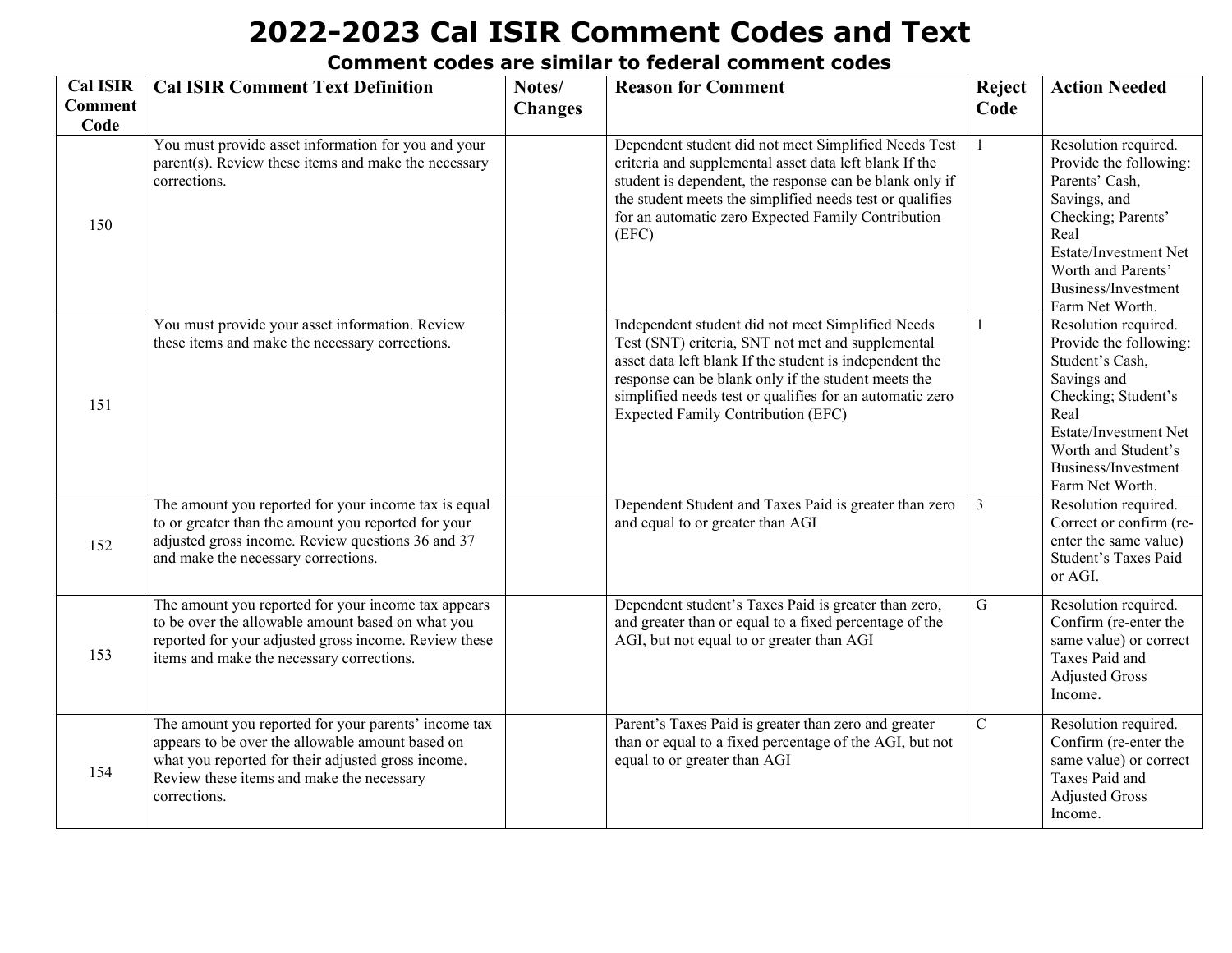# 2022-2023 Cal ISIR Comment Codes and Text

### Comment codes are similar to federal comment codes

| Cal ISIR Comment Code | Cal ISIR Comment Text Definition | Notes/ Changes | Reason for Comment | Reject Code | Action Needed |
|---|---|---|---|---|---|
| 150 | You must provide asset information for you and your parent(s). Review these items and make the necessary corrections. | | Dependent student did not meet Simplified Needs Test criteria and supplemental asset data left blank If the student is dependent, the response can be blank only if the student meets the simplified needs test or qualifies for an automatic zero Expected Family Contribution (EFC) | 1 | Resolution required. Provide the following: Parents' Cash, Savings, and Checking; Parents' Real Estate/Investment Net Worth and Parents' Business/Investment Farm Net Worth. |
| 151 | You must provide your asset information. Review these items and make the necessary corrections. | | Independent student did not meet Simplified Needs Test (SNT) criteria, SNT not met and supplemental asset data left blank If the student is independent the response can be blank only if the student meets the simplified needs test or qualifies for an automatic zero Expected Family Contribution (EFC) | 1 | Resolution required. Provide the following: Student's Cash, Savings and Checking; Student's Real Estate/Investment Net Worth and Student's Business/Investment Farm Net Worth. |
| 152 | The amount you reported for your income tax is equal to or greater than the amount you reported for your adjusted gross income. Review questions 36 and 37 and make the necessary corrections. | | Dependent Student and Taxes Paid is greater than zero and equal to or greater than AGI | 3 | Resolution required. Correct or confirm (re-enter the same value) Student's Taxes Paid or AGI. |
| 153 | The amount you reported for your income tax appears to be over the allowable amount based on what you reported for your adjusted gross income. Review these items and make the necessary corrections. | | Dependent student's Taxes Paid is greater than zero, and greater than or equal to a fixed percentage of the AGI, but not equal to or greater than AGI | G | Resolution required. Confirm (re-enter the same value) or correct Taxes Paid and Adjusted Gross Income. |
| 154 | The amount you reported for your parents' income tax appears to be over the allowable amount based on what you reported for their adjusted gross income. Review these items and make the necessary corrections. | | Parent's Taxes Paid is greater than zero and greater than or equal to a fixed percentage of the AGI, but not equal to or greater than AGI | C | Resolution required. Confirm (re-enter the same value) or correct Taxes Paid and Adjusted Gross Income. |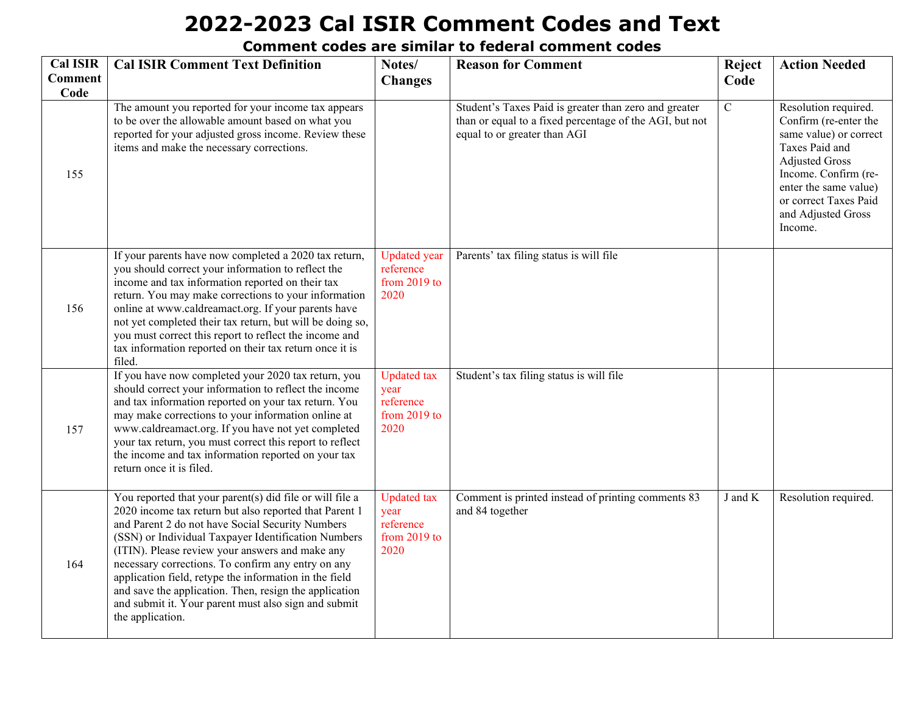# 2022-2023 Cal ISIR Comment Codes and Text

## Comment codes are similar to federal comment codes

| Cal ISIR Comment Code | Cal ISIR Comment Text Definition | Notes/ Changes | Reason for Comment | Reject Code | Action Needed |
|---|---|---|---|---|---|
| 155 | The amount you reported for your income tax appears to be over the allowable amount based on what you reported for your adjusted gross income. Review these items and make the necessary corrections. | | Student's Taxes Paid is greater than zero and greater than or equal to a fixed percentage of the AGI, but not equal to or greater than AGI | C | Resolution required. Confirm (re-enter the same value) or correct Taxes Paid and Adjusted Gross Income. Confirm (re-enter the same value) or correct Taxes Paid and Adjusted Gross Income. |
| 156 | If your parents have now completed a 2020 tax return, you should correct your information to reflect the income and tax information reported on their tax return. You may make corrections to your information online at www.caldreamact.org. If your parents have not yet completed their tax return, but will be doing so, you must correct this report to reflect the income and tax information reported on their tax return once it is filed. | Updated year reference from 2019 to 2020 | Parents' tax filing status is will file | | |
| 157 | If you have now completed your 2020 tax return, you should correct your information to reflect the income and tax information reported on your tax return. You may make corrections to your information online at www.caldreamact.org. If you have not yet completed your tax return, you must correct this report to reflect the income and tax information reported on your tax return once it is filed. | Updated tax year reference from 2019 to 2020 | Student's tax filing status is will file | | |
| 164 | You reported that your parent(s) did file or will file a 2020 income tax return but also reported that Parent 1 and Parent 2 do not have Social Security Numbers (SSN) or Individual Taxpayer Identification Numbers (ITIN). Please review your answers and make any necessary corrections. To confirm any entry on any application field, retype the information in the field and save the application. Then, resign the application and submit it. Your parent must also sign and submit the application. | Updated tax year reference from 2019 to 2020 | Comment is printed instead of printing comments 83 and 84 together | J and K | Resolution required. |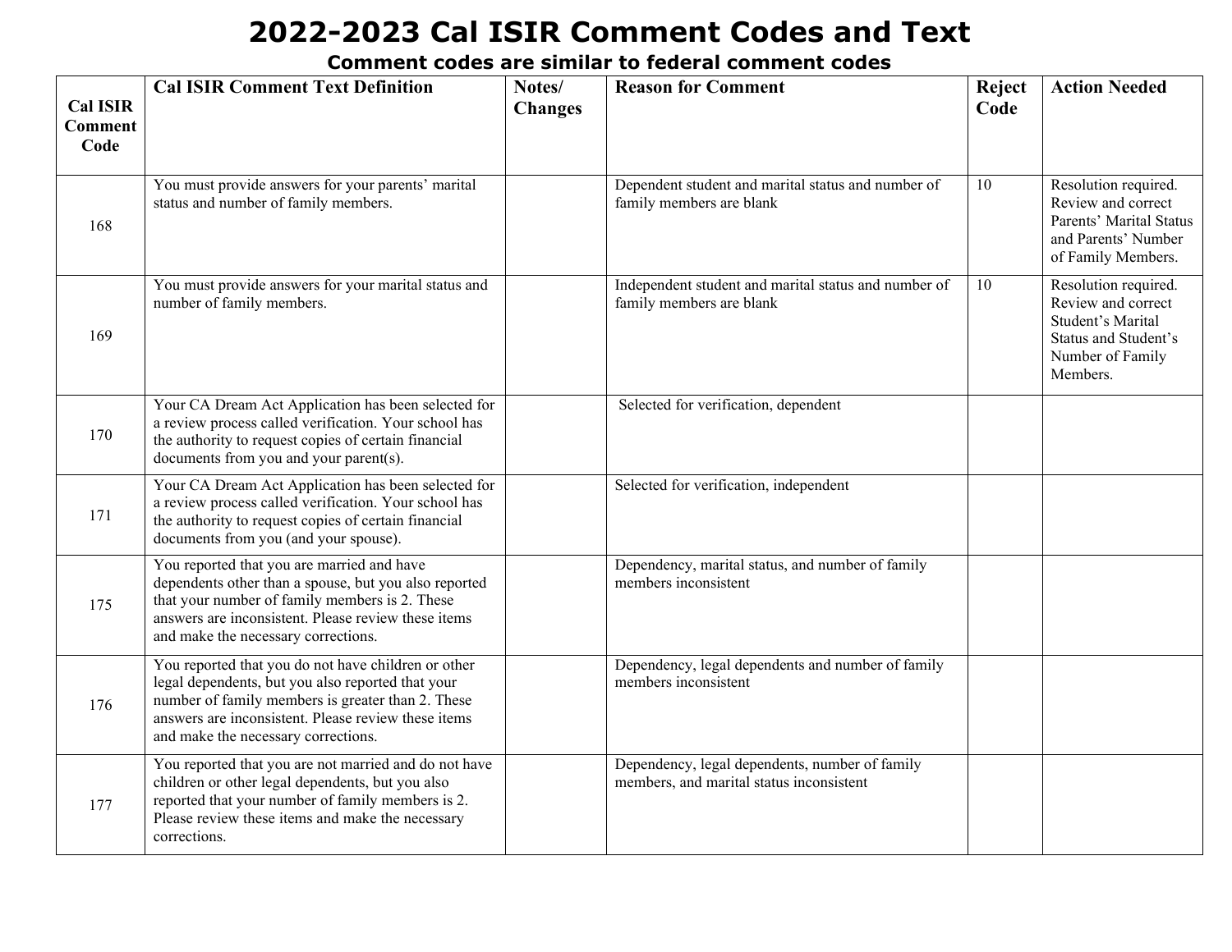# 2022-2023 Cal ISIR Comment Codes and Text

### Comment codes are similar to federal comment codes

| Cal ISIR Comment Code | Cal ISIR Comment Text Definition | Notes/ Changes | Reason for Comment | Reject Code | Action Needed |
|---|---|---|---|---|---|
| 168 | You must provide answers for your parents' marital status and number of family members. | | Dependent student and marital status and number of family members are blank | 10 | Resolution required. Review and correct Parents' Marital Status and Parents' Number of Family Members. |
| 169 | You must provide answers for your marital status and number of family members. | | Independent student and marital status and number of family members are blank | 10 | Resolution required. Review and correct Student's Marital Status and Student's Number of Family Members. |
| 170 | Your CA Dream Act Application has been selected for a review process called verification. Your school has the authority to request copies of certain financial documents from you and your parent(s). | | Selected for verification, dependent | | |
| 171 | Your CA Dream Act Application has been selected for a review process called verification. Your school has the authority to request copies of certain financial documents from you (and your spouse). | | Selected for verification, independent | | |
| 175 | You reported that you are married and have dependents other than a spouse, but you also reported that your number of family members is 2. These answers are inconsistent. Please review these items and make the necessary corrections. | | Dependency, marital status, and number of family members inconsistent | | |
| 176 | You reported that you do not have children or other legal dependents, but you also reported that your number of family members is greater than 2. These answers are inconsistent. Please review these items and make the necessary corrections. | | Dependency, legal dependents and number of family members inconsistent | | |
| 177 | You reported that you are not married and do not have children or other legal dependents, but you also reported that your number of family members is 2. Please review these items and make the necessary corrections. | | Dependency, legal dependents, number of family members, and marital status inconsistent | | |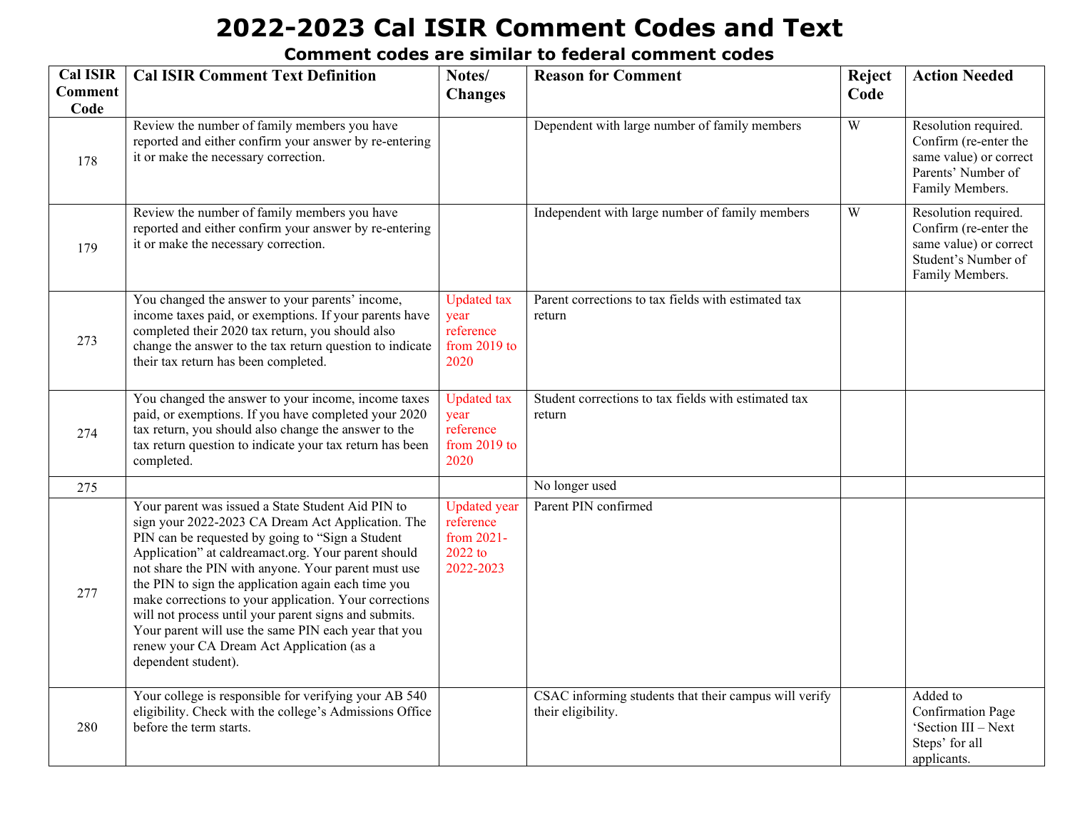# 2022-2023 Cal ISIR Comment Codes and Text

## Comment codes are similar to federal comment codes

| Cal ISIR Comment Code | Cal ISIR Comment Text Definition | Notes/ Changes | Reason for Comment | Reject Code | Action Needed |
|---|---|---|---|---|---|
| 178 | Review the number of family members you have reported and either confirm your answer by re-entering it or make the necessary correction. | | Dependent with large number of family members | W | Resolution required. Confirm (re-enter the same value) or correct Parents' Number of Family Members. |
| 179 | Review the number of family members you have reported and either confirm your answer by re-entering it or make the necessary correction. | | Independent with large number of family members | W | Resolution required. Confirm (re-enter the same value) or correct Student's Number of Family Members. |
| 273 | You changed the answer to your parents' income, income taxes paid, or exemptions. If your parents have completed their 2020 tax return, you should also change the answer to the tax return question to indicate their tax return has been completed. | Updated tax year reference from 2019 to 2020 | Parent corrections to tax fields with estimated tax return | | |
| 274 | You changed the answer to your income, income taxes paid, or exemptions. If you have completed your 2020 tax return, you should also change the answer to the tax return question to indicate your tax return has been completed. | Updated tax year reference from 2019 to 2020 | Student corrections to tax fields with estimated tax return | | |
| 275 | | | No longer used | | |
| 277 | Your parent was issued a State Student Aid PIN to sign your 2022-2023 CA Dream Act Application. The PIN can be requested by going to "Sign a Student Application" at caldreamact.org. Your parent should not share the PIN with anyone. Your parent must use the PIN to sign the application again each time you make corrections to your application. Your corrections will not process until your parent signs and submits. Your parent will use the same PIN each year that you renew your CA Dream Act Application (as a dependent student). | Updated year reference from 2021-2022 to 2022-2023 | Parent PIN confirmed | | |
| 280 | Your college is responsible for verifying your AB 540 eligibility. Check with the college's Admissions Office before the term starts. | | CSAC informing students that their campus will verify their eligibility. | | Added to Confirmation Page 'Section III – Next Steps' for all applicants. |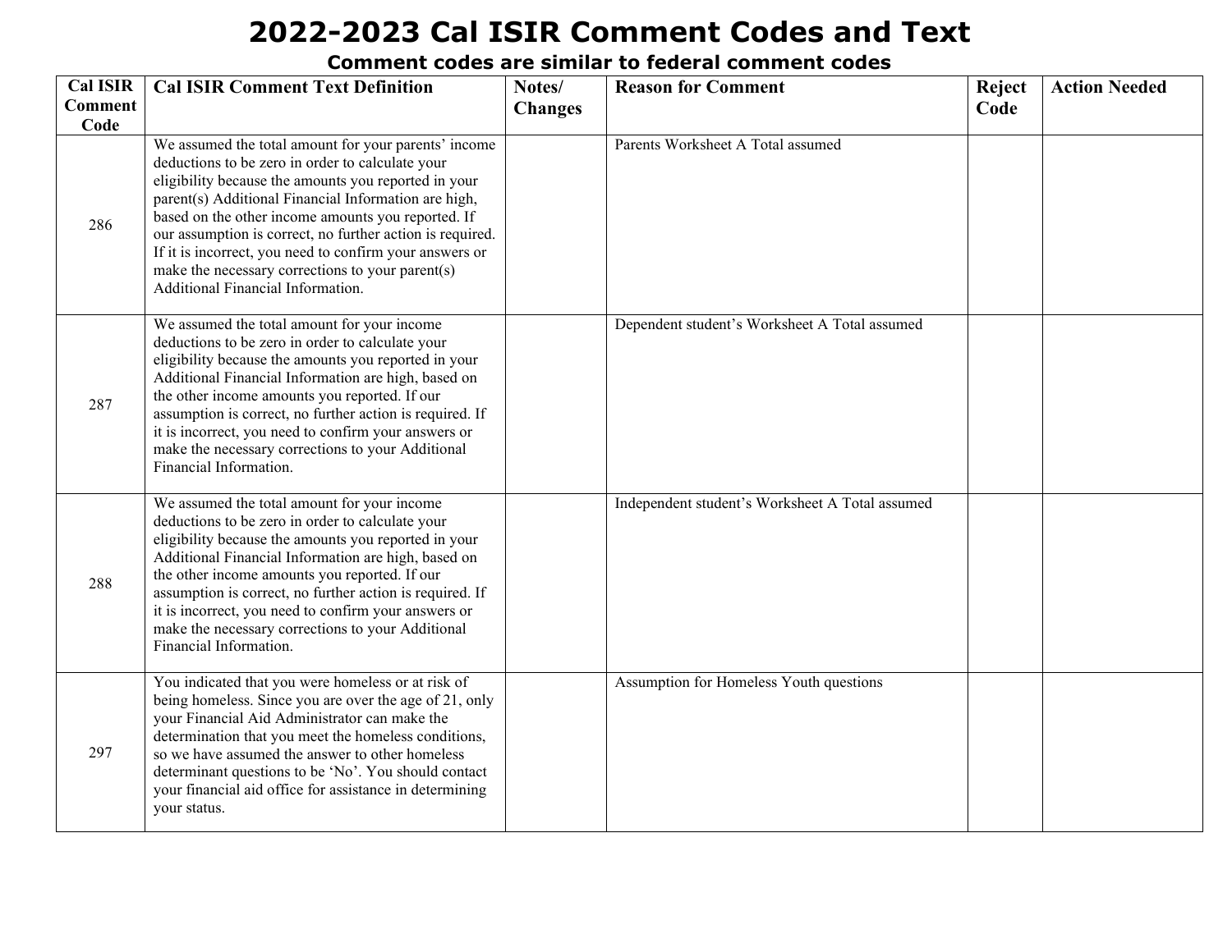# 2022-2023 Cal ISIR Comment Codes and Text

## Comment codes are similar to federal comment codes

| Cal ISIR Comment Code | Cal ISIR Comment Text Definition | Notes/ Changes | Reason for Comment | Reject Code | Action Needed |
|---|---|---|---|---|---|
| 286 | We assumed the total amount for your parents' income deductions to be zero in order to calculate your eligibility because the amounts you reported in your parent(s) Additional Financial Information are high, based on the other income amounts you reported. If our assumption is correct, no further action is required. If it is incorrect, you need to confirm your answers or make the necessary corrections to your parent(s) Additional Financial Information. | | Parents Worksheet A Total assumed | | |
| 287 | We assumed the total amount for your income deductions to be zero in order to calculate your eligibility because the amounts you reported in your Additional Financial Information are high, based on the other income amounts you reported. If our assumption is correct, no further action is required. If it is incorrect, you need to confirm your answers or make the necessary corrections to your Additional Financial Information. | | Dependent student's Worksheet A Total assumed | | |
| 288 | We assumed the total amount for your income deductions to be zero in order to calculate your eligibility because the amounts you reported in your Additional Financial Information are high, based on the other income amounts you reported. If our assumption is correct, no further action is required. If it is incorrect, you need to confirm your answers or make the necessary corrections to your Additional Financial Information. | | Independent student's Worksheet A Total assumed | | |
| 297 | You indicated that you were homeless or at risk of being homeless. Since you are over the age of 21, only your Financial Aid Administrator can make the determination that you meet the homeless conditions, so we have assumed the answer to other homeless determinant questions to be 'No'. You should contact your financial aid office for assistance in determining your status. | | Assumption for Homeless Youth questions | | |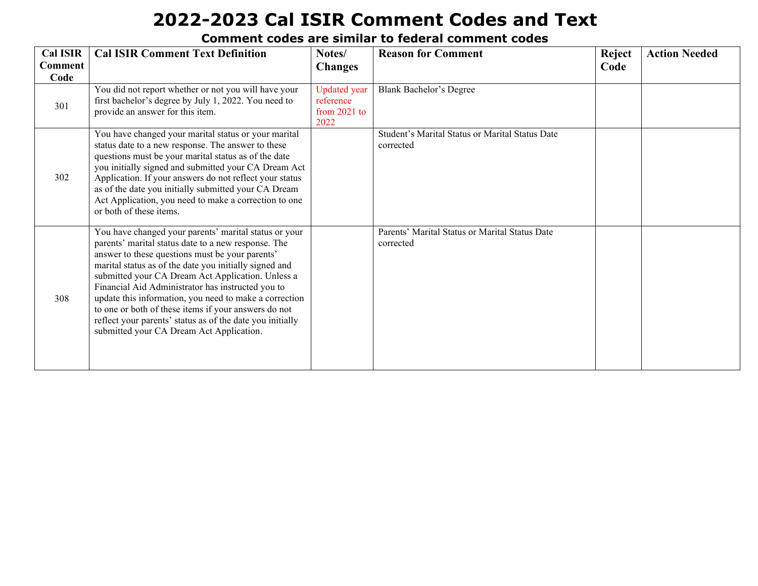# 2022-2023 Cal ISIR Comment Codes and Text

## Comment codes are similar to federal comment codes

| Cal ISIR Comment Code | Cal ISIR Comment Text Definition | Notes/ Changes | Reason for Comment | Reject Code | Action Needed |
|---|---|---|---|---|---|
| 301 | You did not report whether or not you will have your first bachelor's degree by July 1, 2022. You need to provide an answer for this item. | Updated year reference from 2021 to 2022 | Blank Bachelor's Degree | | |
| 302 | You have changed your marital status or your marital status date to a new response. The answer to these questions must be your marital status as of the date you initially signed and submitted your CA Dream Act Application. If your answers do not reflect your status as of the date you initially submitted your CA Dream Act Application, you need to make a correction to one or both of these items. | | Student's Marital Status or Marital Status Date corrected | | |
| 308 | You have changed your parents' marital status or your parents' marital status date to a new response. The answer to these questions must be your parents' marital status as of the date you initially signed and submitted your CA Dream Act Application. Unless a Financial Aid Administrator has instructed you to update this information, you need to make a correction to one or both of these items if your answers do not reflect your parents' status as of the date you initially submitted your CA Dream Act Application. | | Parents' Marital Status or Marital Status Date corrected | | |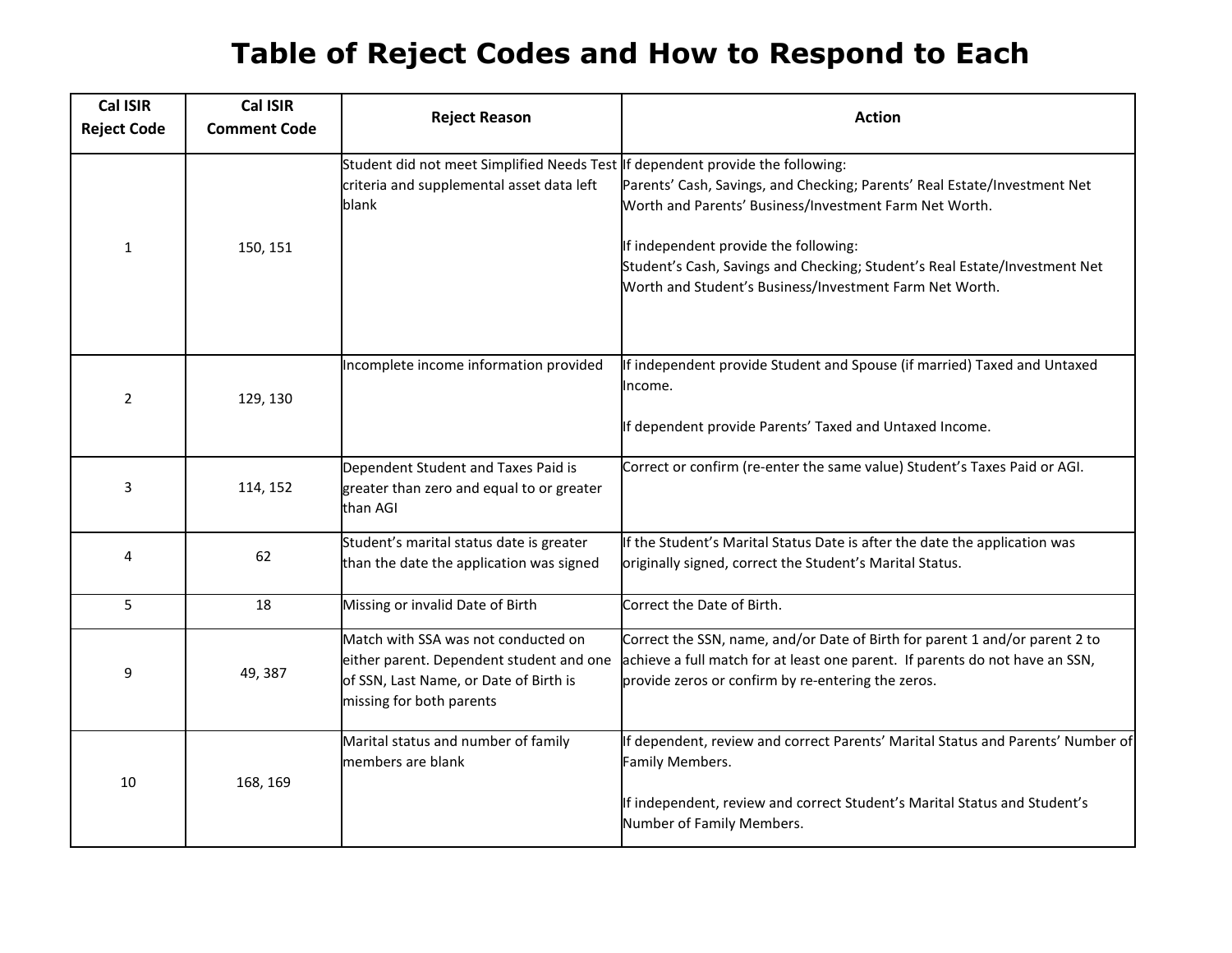# Table of Reject Codes and How to Respond to Each

| Cal ISIR Reject Code | Cal ISIR Comment Code | Reject Reason | Action |
|---|---|---|---|
| 1 | 150, 151 | Student did not meet Simplified Needs Test criteria and supplemental asset data left blank | If dependent provide the following:<br>Parents' Cash, Savings, and Checking; Parents' Real Estate/Investment Net Worth and Parents' Business/Investment Farm Net Worth.<br><br>If independent provide the following:<br>Student's Cash, Savings and Checking; Student's Real Estate/Investment Net Worth and Student's Business/Investment Farm Net Worth. |
| 2 | 129, 130 | Incomplete income information provided | If independent provide Student and Spouse (if married) Taxed and Untaxed Income.<br><br>If dependent provide Parents' Taxed and Untaxed Income. |
| 3 | 114, 152 | Dependent Student and Taxes Paid is greater than zero and equal to or greater than AGI | Correct or confirm (re-enter the same value) Student's Taxes Paid or AGI. |
| 4 | 62 | Student's marital status date is greater than the date the application was signed | If the Student's Marital Status Date is after the date the application was originally signed, correct the Student's Marital Status. |
| 5 | 18 | Missing or invalid Date of Birth | Correct the Date of Birth. |
| 9 | 49, 387 | Match with SSA was not conducted on either parent. Dependent student and one of SSN, Last Name, or Date of Birth is missing for both parents | Correct the SSN, name, and/or Date of Birth for parent 1 and/or parent 2 to achieve a full match for at least one parent. If parents do not have an SSN, provide zeros or confirm by re-entering the zeros. |
| 10 | 168, 169 | Marital status and number of family members are blank | If dependent, review and correct Parents' Marital Status and Parents' Number of Family Members.<br><br>If independent, review and correct Student's Marital Status and Student's Number of Family Members. |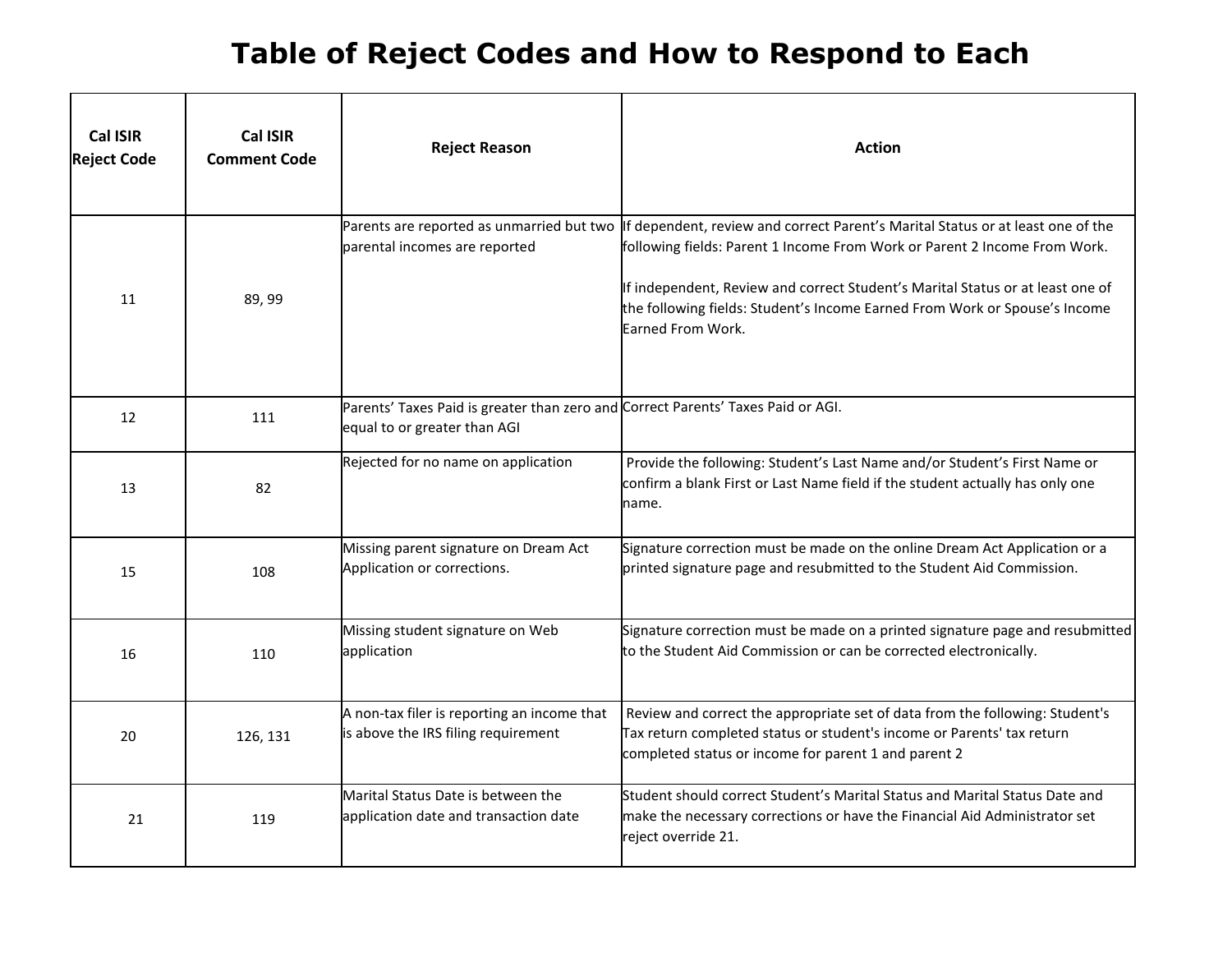# Table of Reject Codes and How to Respond to Each

| Cal ISIR Reject Code | Cal ISIR Comment Code | Reject Reason | Action |
|---|---|---|---|
| 11 | 89, 99 | Parents are reported as unmarried but two parental incomes are reported | If dependent, review and correct Parent's Marital Status or at least one of the following fields: Parent 1 Income From Work or Parent 2 Income From Work.<br><br>If independent, Review and correct Student's Marital Status or at least one of the following fields: Student's Income Earned From Work or Spouse's Income Earned From Work. |
| 12 | 111 | Parents' Taxes Paid is greater than zero and equal to or greater than AGI | Correct Parents' Taxes Paid or AGI. |
| 13 | 82 | Rejected for no name on application | Provide the following: Student's Last Name and/or Student's First Name or confirm a blank First or Last Name field if the student actually has only one name. |
| 15 | 108 | Missing parent signature on Dream Act Application or corrections. | Signature correction must be made on the online Dream Act Application or a printed signature page and resubmitted to the Student Aid Commission. |
| 16 | 110 | Missing student signature on Web application | Signature correction must be made on a printed signature page and resubmitted to the Student Aid Commission or can be corrected electronically. |
| 20 | 126, 131 | A non-tax filer is reporting an income that is above the IRS filing requirement | Review and correct the appropriate set of data from the following: Student's Tax return completed status or student's income or Parents' tax return completed status or income for parent 1 and parent 2 |
| 21 | 119 | Marital Status Date is between the application date and transaction date | Student should correct Student's Marital Status and Marital Status Date and make the necessary corrections or have the Financial Aid Administrator set reject override 21. |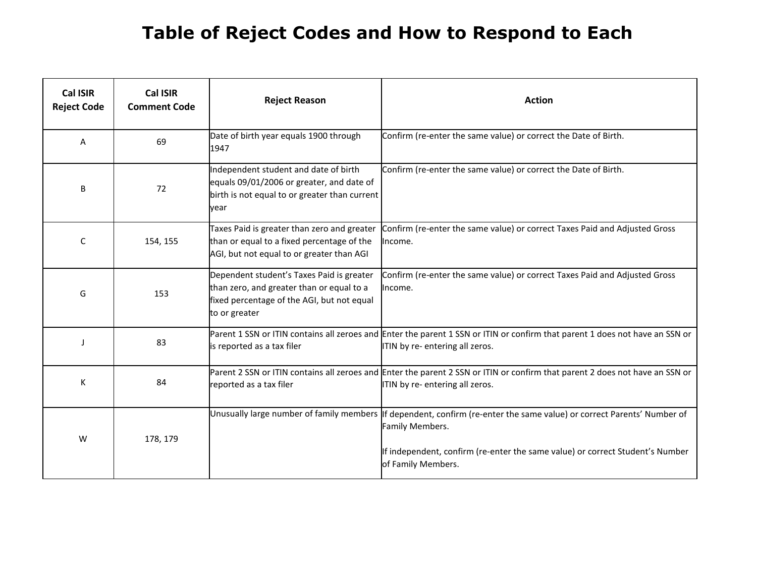# Table of Reject Codes and How to Respond to Each

| Cal ISIR Reject Code | Cal ISIR Comment Code | Reject Reason | Action |
|---|---|---|---|
| A | 69 | Date of birth year equals 1900 through 1947 | Confirm (re-enter the same value) or correct the Date of Birth. |
| B | 72 | Independent student and date of birth equals 09/01/2006 or greater, and date of birth is not equal to or greater than current year | Confirm (re-enter the same value) or correct the Date of Birth. |
| C | 154, 155 | Taxes Paid is greater than zero and greater than or equal to a fixed percentage of the AGI, but not equal to or greater than AGI | Confirm (re-enter the same value) or correct Taxes Paid and Adjusted Gross Income. |
| G | 153 | Dependent student's Taxes Paid is greater than zero, and greater than or equal to a fixed percentage of the AGI, but not equal to or greater | Confirm (re-enter the same value) or correct Taxes Paid and Adjusted Gross Income. |
| J | 83 | Parent 1 SSN or ITIN contains all zeroes and is reported as a tax filer | Enter the parent 1 SSN or ITIN or confirm that parent 1 does not have an SSN or ITIN by re- entering all zeros. |
| K | 84 | Parent 2 SSN or ITIN contains all zeroes and reported as a tax filer | Enter the parent 2 SSN or ITIN or confirm that parent 2 does not have an SSN or ITIN by re- entering all zeros. |
| W | 178, 179 | Unusually large number of family members | If dependent, confirm (re-enter the same value) or correct Parents' Number of Family Members.<br><br>If independent, confirm (re-enter the same value) or correct Student's Number of Family Members. |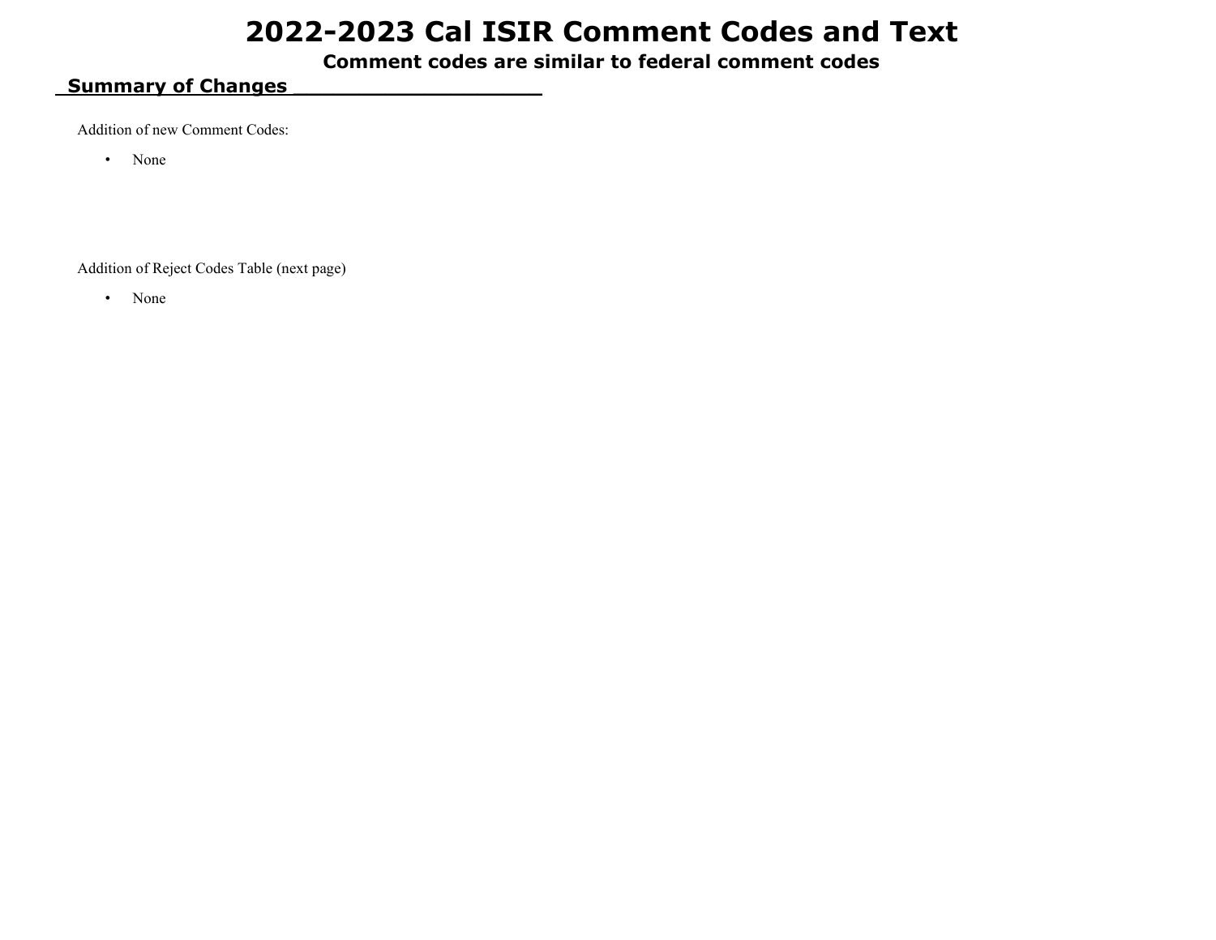# 2022-2023 Cal ISIR Comment Codes and Text

### Comment codes are similar to federal comment codes

## Summary of Changes

Addition of new Comment Codes:

- None

Addition of Reject Codes Table (next page)

- None